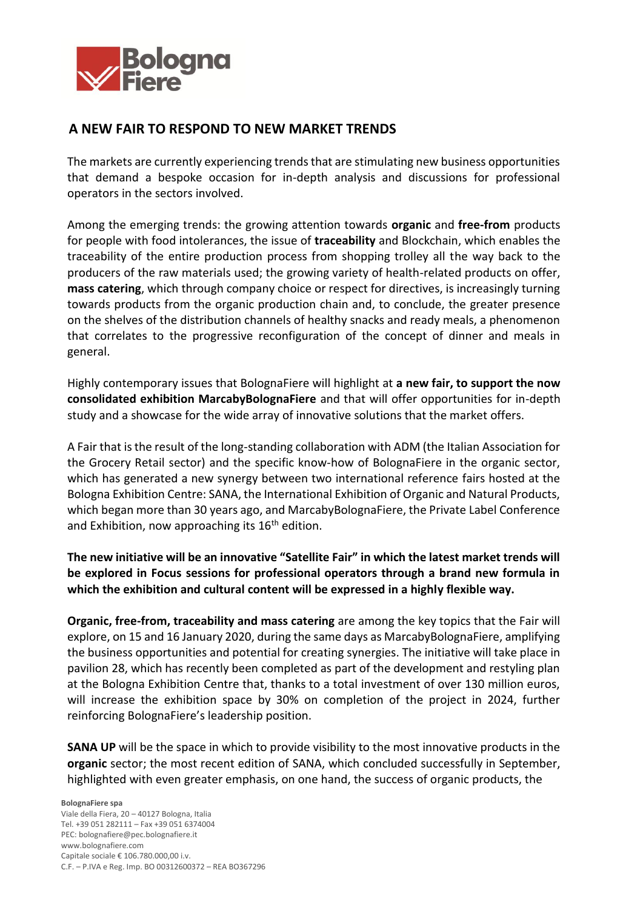# A NEW FAIR TO RESPOND TO NEW MARKET TRENDS

The markets are currently experiencing trends that are stimulating new business opportunities that demand a bespoke occasion for in-depth analysis and discussions for professional operators in the sectors involved.

Among the emerging trends: the growing attention towards **organic** and **free-from** products for people with food intolerances, the issue of **traceability** and Blockchain, which enables the traceability of the entire production process from shopping trolley all the way back to the producers of the raw materials used; the growing variety of health-related products on offer, **mass catering**, which through company choice or respect for directives, is increasingly turning towards products from the organic production chain and, to conclude, the greater presence on the shelves of the distribution channels of healthy snacks and ready meals, a phenomenon that correlates to the progressive reconfiguration of the concept of dinner and meals in general.

Highly contemporary issues that BolognaFiere will highlight at **a new fair, to support the now consolidated exhibition MarcabyBolognaFiere** and that will offer opportunities for in-depth study and a showcase for the wide array of innovative solutions that the market offers.

A Fair that is the result of the long-standing collaboration with ADM (the Italian Association for the Grocery Retail sector) and the specific know-how of BolognaFiere in the organic sector, which has generated a new synergy between two international reference fairs hosted at the Bologna Exhibition Centre: SANA, the International Exhibition of Organic and Natural Products, which began more than 30 years ago, and MarcabyBolognaFiere, the Private Label Conference and Exhibition, now approaching its 16th edition.

**The new initiative will be an innovative "Satellite Fair" in which the latest market trends will be explored in Focus sessions for professional operators through a brand new formula in which the exhibition and cultural content will be expressed in a highly flexible way.**

**Organic, free-from, traceability and mass catering** are among the key topics that the Fair will explore, on 15 and 16 January 2020, during the same days as MarcabyBolognaFiere, amplifying the business opportunities and potential for creating synergies. The initiative will take place in pavilion 28, which has recently been completed as part of the development and restyling plan at the Bologna Exhibition Centre that, thanks to a total investment of over 130 million euros, will increase the exhibition space by 30% on completion of the project in 2024, further reinforcing BolognaFiere's leadership position.

**SANA UP** will be the space in which to provide visibility to the most innovative products in the **organic** sector; the most recent edition of SANA, which concluded successfully in September, highlighted with even greater emphasis, on one hand, the success of organic products, the

**BolognaFiere spa**
Viale della Fiera, 20 – 40127 Bologna, Italia
Tel. +39 051 282111 – Fax +39 051 6374004
PEC: bolognafiere@pec.bolognafiere.it
www.bolognafiere.com
Capitale sociale € 106.780.000,00 i.v.
C.F. – P.IVA e Reg. Imp. BO 00312600372 – REA BO367296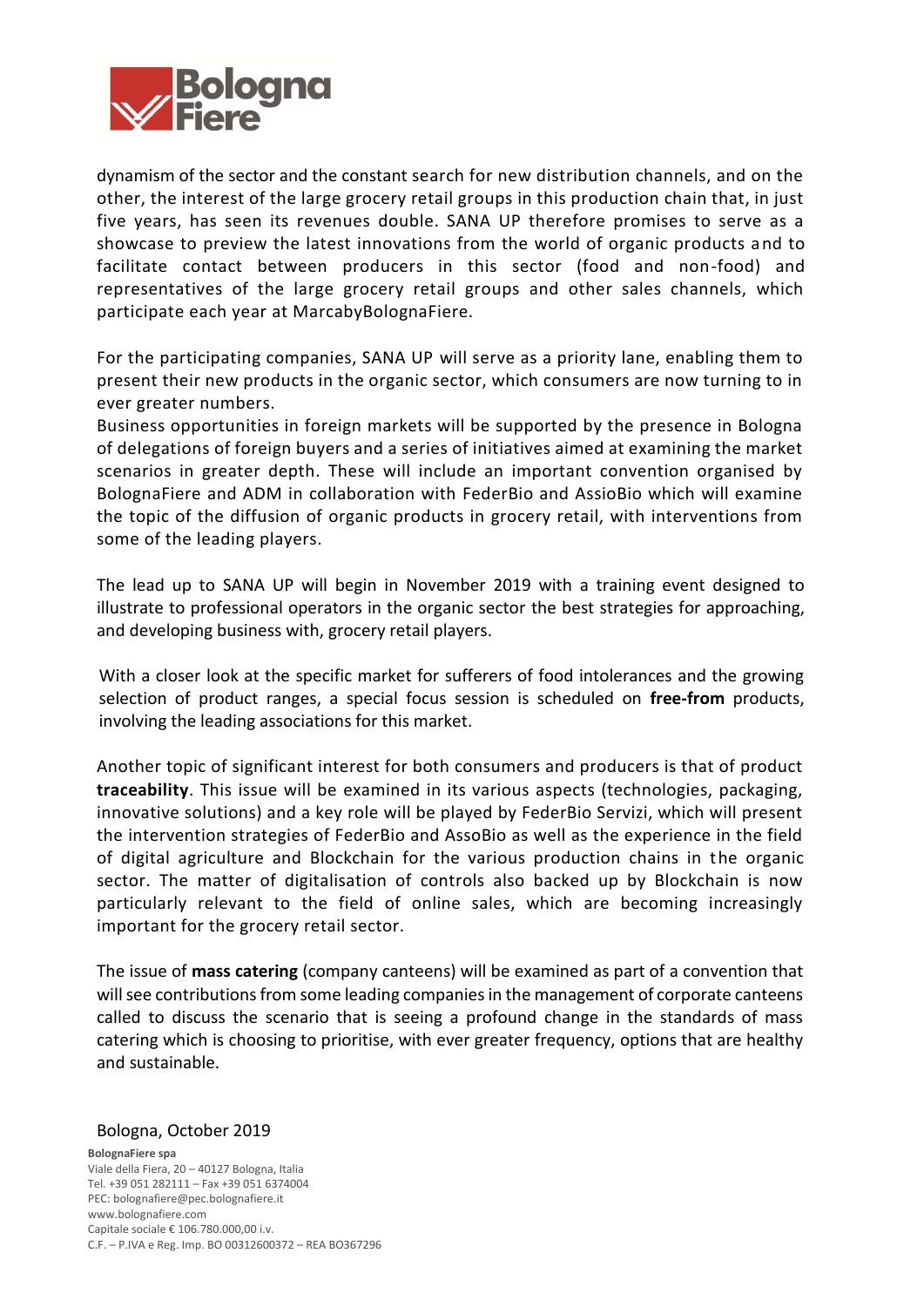dynamism of the sector and the constant search for new distribution channels, and on the other, the interest of the large grocery retail groups in this production chain that, in just five years, has seen its revenues double. SANA UP therefore promises to serve as a showcase to preview the latest innovations from the world of organic products and to facilitate contact between producers in this sector (food and non-food) and representatives of the large grocery retail groups and other sales channels, which participate each year at MarcabyBolognaFiere.

For the participating companies, SANA UP will serve as a priority lane, enabling them to present their new products in the organic sector, which consumers are now turning to in ever greater numbers.
Business opportunities in foreign markets will be supported by the presence in Bologna of delegations of foreign buyers and a series of initiatives aimed at examining the market scenarios in greater depth. These will include an important convention organised by BolognaFiere and ADM in collaboration with FederBio and AssioBio which will examine the topic of the diffusion of organic products in grocery retail, with interventions from some of the leading players.

The lead up to SANA UP will begin in November 2019 with a training event designed to illustrate to professional operators in the organic sector the best strategies for approaching, and developing business with, grocery retail players.

With a closer look at the specific market for sufferers of food intolerances and the growing selection of product ranges, a special focus session is scheduled on **free-from** products, involving the leading associations for this market.

Another topic of significant interest for both consumers and producers is that of product **traceability**. This issue will be examined in its various aspects (technologies, packaging, innovative solutions) and a key role will be played by FederBio Servizi, which will present the intervention strategies of FederBio and AssoBio as well as the experience in the field of digital agriculture and Blockchain for the various production chains in the organic sector. The matter of digitalisation of controls also backed up by Blockchain is now particularly relevant to the field of online sales, which are becoming increasingly important for the grocery retail sector.

The issue of **mass catering** (company canteens) will be examined as part of a convention that will see contributions from some leading companies in the management of corporate canteens called to discuss the scenario that is seeing a profound change in the standards of mass catering which is choosing to prioritise, with ever greater frequency, options that are healthy and sustainable.

Bologna, October 2019